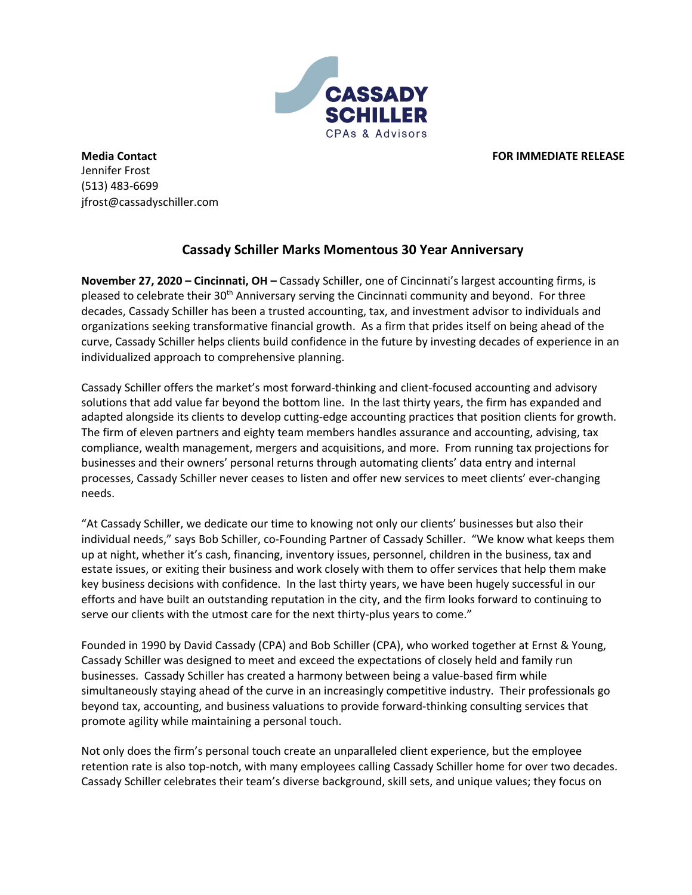CASSADY SCHILLER
CPAs & Advisors

**Media Contact**
Jennifer Frost
(513) 483-6699
jfrost@cassadyschiller.com

**FOR IMMEDIATE RELEASE**

## Cassady Schiller Marks Momentous 30 Year Anniversary

**November 27, 2020 – Cincinnati, OH –** Cassady Schiller, one of Cincinnati's largest accounting firms, is pleased to celebrate their 30th Anniversary serving the Cincinnati community and beyond. For three decades, Cassady Schiller has been a trusted accounting, tax, and investment advisor to individuals and organizations seeking transformative financial growth. As a firm that prides itself on being ahead of the curve, Cassady Schiller helps clients build confidence in the future by investing decades of experience in an individualized approach to comprehensive planning.

Cassady Schiller offers the market's most forward-thinking and client-focused accounting and advisory solutions that add value far beyond the bottom line. In the last thirty years, the firm has expanded and adapted alongside its clients to develop cutting-edge accounting practices that position clients for growth. The firm of eleven partners and eighty team members handles assurance and accounting, advising, tax compliance, wealth management, mergers and acquisitions, and more. From running tax projections for businesses and their owners' personal returns through automating clients' data entry and internal processes, Cassady Schiller never ceases to listen and offer new services to meet clients' ever-changing needs.

"At Cassady Schiller, we dedicate our time to knowing not only our clients' businesses but also their individual needs," says Bob Schiller, co-Founding Partner of Cassady Schiller. "We know what keeps them up at night, whether it's cash, financing, inventory issues, personnel, children in the business, tax and estate issues, or exiting their business and work closely with them to offer services that help them make key business decisions with confidence. In the last thirty years, we have been hugely successful in our efforts and have built an outstanding reputation in the city, and the firm looks forward to continuing to serve our clients with the utmost care for the next thirty-plus years to come."

Founded in 1990 by David Cassady (CPA) and Bob Schiller (CPA), who worked together at Ernst & Young, Cassady Schiller was designed to meet and exceed the expectations of closely held and family run businesses. Cassady Schiller has created a harmony between being a value-based firm while simultaneously staying ahead of the curve in an increasingly competitive industry. Their professionals go beyond tax, accounting, and business valuations to provide forward-thinking consulting services that promote agility while maintaining a personal touch.

Not only does the firm's personal touch create an unparalleled client experience, but the employee retention rate is also top-notch, with many employees calling Cassady Schiller home for over two decades. Cassady Schiller celebrates their team's diverse background, skill sets, and unique values; they focus on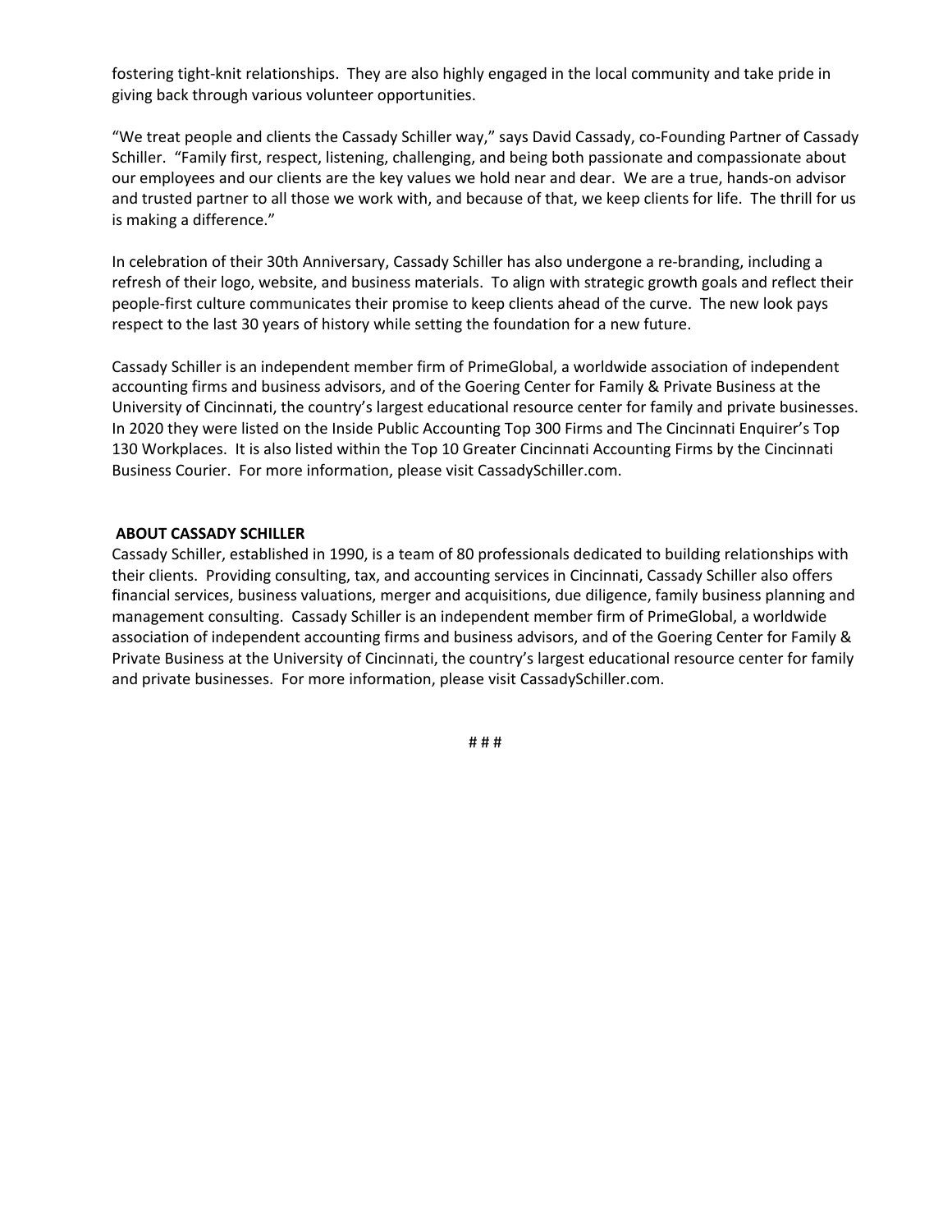fostering tight-knit relationships. They are also highly engaged in the local community and take pride in giving back through various volunteer opportunities.

"We treat people and clients the Cassady Schiller way," says David Cassady, co-Founding Partner of Cassady Schiller. "Family first, respect, listening, challenging, and being both passionate and compassionate about our employees and our clients are the key values we hold near and dear. We are a true, hands-on advisor and trusted partner to all those we work with, and because of that, we keep clients for life. The thrill for us is making a difference."

In celebration of their 30th Anniversary, Cassady Schiller has also undergone a re-branding, including a refresh of their logo, website, and business materials. To align with strategic growth goals and reflect their people-first culture communicates their promise to keep clients ahead of the curve. The new look pays respect to the last 30 years of history while setting the foundation for a new future.

Cassady Schiller is an independent member firm of PrimeGlobal, a worldwide association of independent accounting firms and business advisors, and of the Goering Center for Family & Private Business at the University of Cincinnati, the country's largest educational resource center for family and private businesses. In 2020 they were listed on the Inside Public Accounting Top 300 Firms and The Cincinnati Enquirer's Top 130 Workplaces. It is also listed within the Top 10 Greater Cincinnati Accounting Firms by the Cincinnati Business Courier. For more information, please visit CassadySchiller.com.

**ABOUT CASSADY SCHILLER**

Cassady Schiller, established in 1990, is a team of 80 professionals dedicated to building relationships with their clients. Providing consulting, tax, and accounting services in Cincinnati, Cassady Schiller also offers financial services, business valuations, merger and acquisitions, due diligence, family business planning and management consulting. Cassady Schiller is an independent member firm of PrimeGlobal, a worldwide association of independent accounting firms and business advisors, and of the Goering Center for Family & Private Business at the University of Cincinnati, the country's largest educational resource center for family and private businesses. For more information, please visit CassadySchiller.com.

# # #